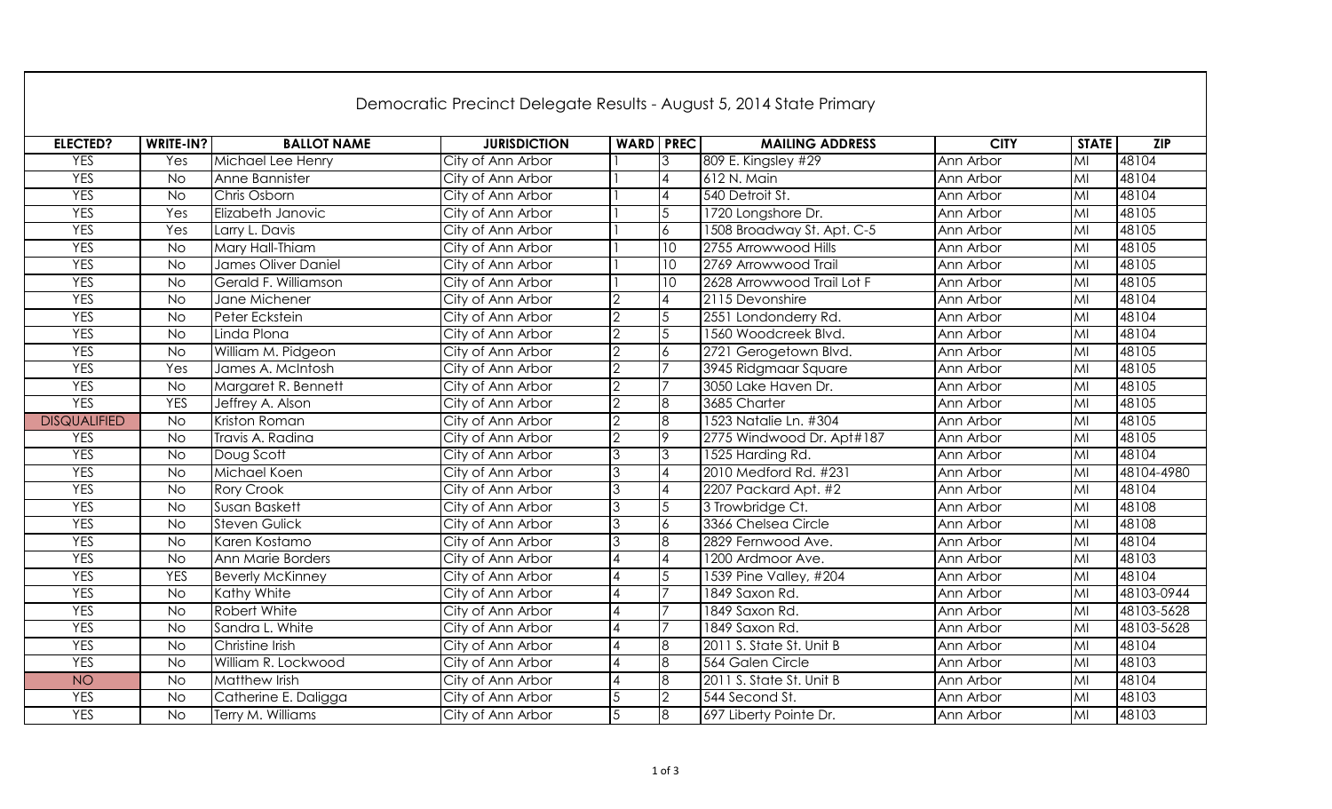# Democratic Precinct Delegate Results - August 5, 2014 State Primary

| ELECTED? | WRITE-IN? | BALLOT NAME | JURISDICTION | WARD | PREC | MAILING ADDRESS | CITY | STATE | ZIP |
|---|---|---|---|---|---|---|---|---|---|
| YES | Yes | Michael Lee Henry | City of Ann Arbor | 1 | 3 | 809 E. Kingsley #29 | Ann Arbor | MI | 48104 |
| YES | No | Anne Bannister | City of Ann Arbor | 1 | 4 | 612 N. Main | Ann Arbor | MI | 48104 |
| YES | No | Chris Osborn | City of Ann Arbor | 1 | 4 | 540 Detroit St. | Ann Arbor | MI | 48104 |
| YES | Yes | Elizabeth Janovic | City of Ann Arbor | 1 | 5 | 1720 Longshore Dr. | Ann Arbor | MI | 48105 |
| YES | Yes | Larry L. Davis | City of Ann Arbor | 1 | 6 | 1508 Broadway St. Apt. C-5 | Ann Arbor | MI | 48105 |
| YES | No | Mary Hall-Thiam | City of Ann Arbor | 1 | 10 | 2755 Arrowwood Hills | Ann Arbor | MI | 48105 |
| YES | No | James Oliver Daniel | City of Ann Arbor | 1 | 10 | 2769 Arrowwood Trail | Ann Arbor | MI | 48105 |
| YES | No | Gerald F. Williamson | City of Ann Arbor | 1 | 10 | 2628 Arrowwood Trail Lot F | Ann Arbor | MI | 48105 |
| YES | No | Jane Michener | City of Ann Arbor | 2 | 4 | 2115 Devonshire | Ann Arbor | MI | 48104 |
| YES | No | Peter Eckstein | City of Ann Arbor | 2 | 5 | 2551 Londonderry Rd. | Ann Arbor | MI | 48104 |
| YES | No | Linda Plona | City of Ann Arbor | 2 | 5 | 1560 Woodcreek Blvd. | Ann Arbor | MI | 48104 |
| YES | No | William M. Pidgeon | City of Ann Arbor | 2 | 6 | 2721 Gerogetown Blvd. | Ann Arbor | MI | 48105 |
| YES | Yes | James A. McIntosh | City of Ann Arbor | 2 | 7 | 3945 Ridgmaar Square | Ann Arbor | MI | 48105 |
| YES | No | Margaret R. Bennett | City of Ann Arbor | 2 | 7 | 3050 Lake Haven Dr. | Ann Arbor | MI | 48105 |
| YES | YES | Jeffrey A. Alson | City of Ann Arbor | 2 | 8 | 3685 Charter | Ann Arbor | MI | 48105 |
| DISQUALIFIED | No | Kriston Roman | City of Ann Arbor | 2 | 8 | 1523 Natalie Ln. #304 | Ann Arbor | MI | 48105 |
| YES | No | Travis A. Radina | City of Ann Arbor | 2 | 9 | 2775 Windwood Dr. Apt#187 | Ann Arbor | MI | 48105 |
| YES | No | Doug Scott | City of Ann Arbor | 3 | 3 | 1525 Harding Rd. | Ann Arbor | MI | 48104 |
| YES | No | Michael Koen | City of Ann Arbor | 3 | 4 | 2010 Medford Rd. #231 | Ann Arbor | MI | 48104-4980 |
| YES | No | Rory Crook | City of Ann Arbor | 3 | 4 | 2207 Packard Apt. #2 | Ann Arbor | MI | 48104 |
| YES | No | Susan Baskett | City of Ann Arbor | 3 | 5 | 3 Trowbridge Ct. | Ann Arbor | MI | 48108 |
| YES | No | Steven Gulick | City of Ann Arbor | 3 | 6 | 3366 Chelsea Circle | Ann Arbor | MI | 48108 |
| YES | No | Karen Kostamo | City of Ann Arbor | 3 | 8 | 2829 Fernwood Ave. | Ann Arbor | MI | 48104 |
| YES | No | Ann Marie Borders | City of Ann Arbor | 4 | 4 | 1200 Ardmoor Ave. | Ann Arbor | MI | 48103 |
| YES | YES | Beverly McKinney | City of Ann Arbor | 4 | 5 | 1539 Pine Valley, #204 | Ann Arbor | MI | 48104 |
| YES | No | Kathy White | City of Ann Arbor | 4 | 7 | 1849 Saxon Rd. | Ann Arbor | MI | 48103-0944 |
| YES | No | Robert White | City of Ann Arbor | 4 | 7 | 1849 Saxon Rd. | Ann Arbor | MI | 48103-5628 |
| YES | No | Sandra L. White | City of Ann Arbor | 4 | 7 | 1849 Saxon Rd. | Ann Arbor | MI | 48103-5628 |
| YES | No | Christine Irish | City of Ann Arbor | 4 | 8 | 2011 S. State St. Unit B | Ann Arbor | MI | 48104 |
| YES | No | William R. Lockwood | City of Ann Arbor | 4 | 8 | 564 Galen Circle | Ann Arbor | MI | 48103 |
| NO | No | Matthew Irish | City of Ann Arbor | 4 | 8 | 2011 S. State St. Unit B | Ann Arbor | MI | 48104 |
| YES | No | Catherine E. Daligga | City of Ann Arbor | 5 | 2 | 544 Second St. | Ann Arbor | MI | 48103 |
| YES | No | Terry M. Williams | City of Ann Arbor | 5 | 8 | 697 Liberty Pointe Dr. | Ann Arbor | MI | 48103 |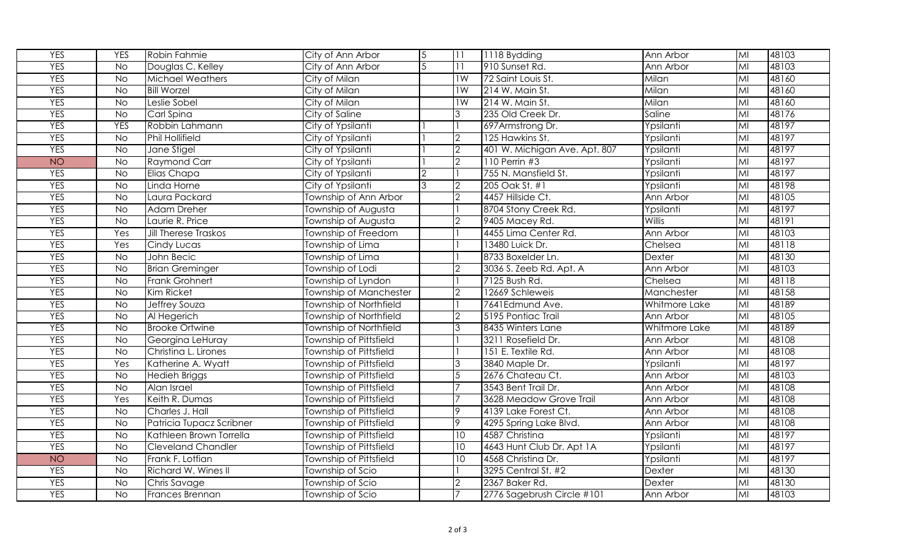| | | | | | | | | | |
|---|---|---|---|---|---|---|---|---|---|
| YES | YES | Robin Fahmie | City of Ann Arbor | 5 | 11 | 1118 Bydding | Ann Arbor | MI | 48103 |
| YES | No | Douglas C. Kelley | City of Ann Arbor | 5 | 11 | 910 Sunset Rd. | Ann Arbor | MI | 48103 |
| YES | No | Michael Weathers | City of Milan | | 1W | 72 Saint Louis St. | Milan | MI | 48160 |
| YES | No | Bill Worzel | City of Milan | | 1W | 214 W. Main St. | Milan | MI | 48160 |
| YES | No | Leslie Sobel | City of Milan | | 1W | 214 W. Main St. | Milan | MI | 48160 |
| YES | No | Carl Spina | City of Saline | | 3 | 235 Old Creek Dr. | Saline | MI | 48176 |
| YES | YES | Robbin Lahmann | City of Ypsilanti | 1 | 1 | 697Armstrong Dr. | Ypsilanti | MI | 48197 |
| YES | No | Phil Hollifield | City of Ypsilanti | 1 | 2 | 125 Hawkins St. | Ypsilanti | MI | 48197 |
| YES | No | Jane Stigel | City of Ypsilanti | 1 | 2 | 401 W. Michigan Ave. Apt. 807 | Ypsilanti | MI | 48197 |
| NO | No | Raymond Carr | City of Ypsilanti | 1 | 2 | 110 Perrin #3 | Ypsilanti | MI | 48197 |
| YES | No | Elias Chapa | City of Ypsilanti | 2 | 1 | 755 N. Mansfield St. | Ypsilanti | MI | 48197 |
| YES | No | Linda Horne | City of Ypsilanti | 3 | 2 | 205 Oak St. #1 | Ypsilanti | MI | 48198 |
| YES | No | Laura Packard | Township of Ann Arbor | | 2 | 4457 Hillside Ct. | Ann Arbor | MI | 48105 |
| YES | No | Adam Dreher | Township of Augusta | | 1 | 8704 Stony Creek Rd. | Ypsilanti | MI | 48197 |
| YES | No | Laurie R. Price | Township of Augusta | | 2 | 9405 Macey Rd. | Willis | MI | 48191 |
| YES | Yes | Jill Therese Traskos | Township of Freedom | | 1 | 4455 Lima Center Rd. | Ann Arbor | MI | 48103 |
| YES | Yes | Cindy Lucas | Township of Lima | | 1 | 13480 Luick Dr. | Chelsea | MI | 48118 |
| YES | No | John Becic | Township of Lima | | 1 | 8733 Boxelder Ln. | Dexter | MI | 48130 |
| YES | No | Brian Greminger | Township of Lodi | | 2 | 3036 S. Zeeb Rd. Apt. A | Ann Arbor | MI | 48103 |
| YES | No | Frank Grohnert | Township of Lyndon | | 1 | 7125 Bush Rd. | Chelsea | MI | 48118 |
| YES | No | Kim Ricket | Township of Manchester | | 2 | 12669 Schleweis | Manchester | MI | 48158 |
| YES | No | Jeffrey Souza | Township of Northfield | | 1 | 7641Edmund Ave. | Whitmore Lake | MI | 48189 |
| YES | No | Al Hegerich | Township of Northfield | | 2 | 5195 Pontiac Trail | Ann Arbor | MI | 48105 |
| YES | No | Brooke Ortwine | Township of Northfield | | 3 | 8435 Winters Lane | Whitmore Lake | MI | 48189 |
| YES | No | Georgina LeHuray | Township of Pittsfield | | 1 | 3211 Rosefield Dr. | Ann Arbor | MI | 48108 |
| YES | No | Christina L. Lirones | Township of Pittsfield | | 1 | 151 E. Textile Rd. | Ann Arbor | MI | 48108 |
| YES | Yes | Katherine A. Wyatt | Township of Pittsfield | | 3 | 3840 Maple Dr. | Ypsilanti | MI | 48197 |
| YES | No | Hedieh Briggs | Township of Pittsfield | | 5 | 2676 Chateau Ct. | Ann Arbor | MI | 48103 |
| YES | No | Alan Israel | Township of Pittsfield | | 7 | 3543 Bent Trail Dr. | Ann Arbor | MI | 48108 |
| YES | Yes | Keith R. Dumas | Township of Pittsfield | | 7 | 3628 Meadow Grove Trail | Ann Arbor | MI | 48108 |
| YES | No | Charles J. Hall | Township of Pittsfield | | 9 | 4139 Lake Forest Ct. | Ann Arbor | MI | 48108 |
| YES | No | Patricia Tupacz Scribner | Township of Pittsfield | | 9 | 4295 Spring Lake Blvd. | Ann Arbor | MI | 48108 |
| YES | No | Kathleen Brown Torrella | Township of Pittsfield | | 10 | 4587 Christina | Ypsilanti | MI | 48197 |
| YES | No | Cleveland Chandler | Township of Pittsfield | | 10 | 4643 Hunt Club Dr. Apt 1A | Ypsilanti | MI | 48197 |
| NO | No | Frank F. Lotfian | Township of Pittsfield | | 10 | 4568 Christina Dr. | Ypsilanti | MI | 48197 |
| YES | No | Richard W. Wines II | Township of Scio | | 1 | 3295 Central St. #2 | Dexter | MI | 48130 |
| YES | No | Chris Savage | Township of Scio | | 2 | 2367 Baker Rd. | Dexter | MI | 48130 |
| YES | No | Frances Brennan | Township of Scio | | 7 | 2776 Sagebrush Circle #101 | Ann Arbor | MI | 48103 |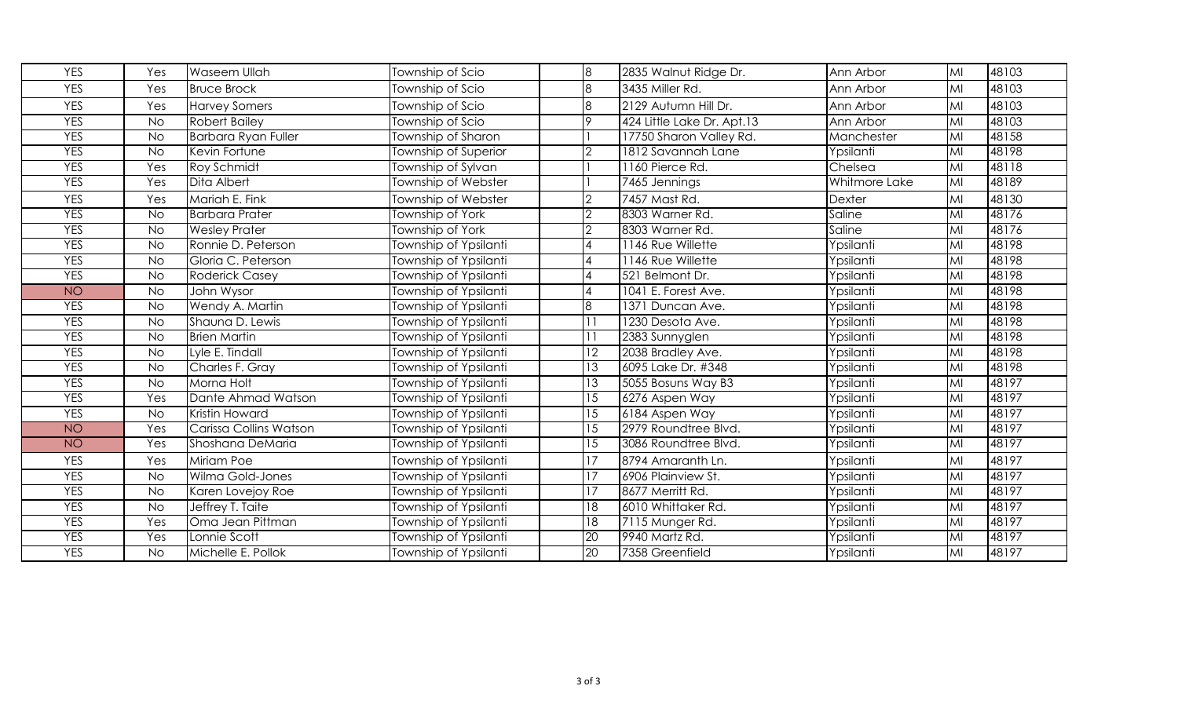| | | | | | | | | |
|---|---|---|---|---|---|---|---|---|
| YES | Yes | Waseem Ullah | Township of Scio | 8 | 2835 Walnut Ridge Dr. | Ann Arbor | MI | 48103 |
| YES | Yes | Bruce Brock | Township of Scio | 8 | 3435 Miller Rd. | Ann Arbor | MI | 48103 |
| YES | Yes | Harvey Somers | Township of Scio | 8 | 2129 Autumn Hill Dr. | Ann Arbor | MI | 48103 |
| YES | No | Robert Bailey | Township of Scio | 9 | 424 Little Lake Dr. Apt.13 | Ann Arbor | MI | 48103 |
| YES | No | Barbara Ryan Fuller | Township of Sharon | 1 | 17750 Sharon Valley Rd. | Manchester | MI | 48158 |
| YES | No | Kevin Fortune | Township of Superior | 2 | 1812 Savannah Lane | Ypsilanti | MI | 48198 |
| YES | Yes | Roy Schmidt | Township of Sylvan | 1 | 1160 Pierce Rd. | Chelsea | MI | 48118 |
| YES | Yes | Dita Albert | Township of Webster | 1 | 7465 Jennings | Whitmore Lake | MI | 48189 |
| YES | Yes | Mariah E. Fink | Township of Webster | 2 | 7457 Mast Rd. | Dexter | MI | 48130 |
| YES | No | Barbara Prater | Township of York | 2 | 8303 Warner Rd. | Saline | MI | 48176 |
| YES | No | Wesley Prater | Township of York | 2 | 8303 Warner Rd. | Saline | MI | 48176 |
| YES | No | Ronnie D. Peterson | Township of Ypsilanti | 4 | 1146 Rue Willette | Ypsilanti | MI | 48198 |
| YES | No | Gloria C. Peterson | Township of Ypsilanti | 4 | 1146 Rue Willette | Ypsilanti | MI | 48198 |
| YES | No | Roderick Casey | Township of Ypsilanti | 4 | 521 Belmont Dr. | Ypsilanti | MI | 48198 |
| NO | No | John Wysor | Township of Ypsilanti | 4 | 1041 E. Forest Ave. | Ypsilanti | MI | 48198 |
| YES | No | Wendy A. Martin | Township of Ypsilanti | 8 | 1371 Duncan Ave. | Ypsilanti | MI | 48198 |
| YES | No | Shauna D. Lewis | Township of Ypsilanti | 11 | 1230 Desota Ave. | Ypsilanti | MI | 48198 |
| YES | No | Brien Martin | Township of Ypsilanti | 11 | 2383 Sunnyglen | Ypsilanti | MI | 48198 |
| YES | No | Lyle E. Tindall | Township of Ypsilanti | 12 | 2038 Bradley Ave. | Ypsilanti | MI | 48198 |
| YES | No | Charles F. Gray | Township of Ypsilanti | 13 | 6095 Lake Dr. #348 | Ypsilanti | MI | 48198 |
| YES | No | Morna Holt | Township of Ypsilanti | 13 | 5055 Bosuns Way B3 | Ypsilanti | MI | 48197 |
| YES | Yes | Dante Ahmad Watson | Township of Ypsilanti | 15 | 6276 Aspen Way | Ypsilanti | MI | 48197 |
| YES | No | Kristin Howard | Township of Ypsilanti | 15 | 6184 Aspen Way | Ypsilanti | MI | 48197 |
| NO | Yes | Carissa Collins Watson | Township of Ypsilanti | 15 | 2979 Roundtree Blvd. | Ypsilanti | MI | 48197 |
| NO | Yes | Shoshana DeMaria | Township of Ypsilanti | 15 | 3086 Roundtree Blvd. | Ypsilanti | MI | 48197 |
| YES | Yes | Miriam Poe | Township of Ypsilanti | 17 | 8794 Amaranth Ln. | Ypsilanti | MI | 48197 |
| YES | No | Wilma Gold-Jones | Township of Ypsilanti | 17 | 6906 Plainview St. | Ypsilanti | MI | 48197 |
| YES | No | Karen Lovejoy Roe | Township of Ypsilanti | 17 | 8677 Merritt Rd. | Ypsilanti | MI | 48197 |
| YES | No | Jeffrey T. Taite | Township of Ypsilanti | 18 | 6010 Whittaker Rd. | Ypsilanti | MI | 48197 |
| YES | Yes | Oma Jean Pittman | Township of Ypsilanti | 18 | 7115 Munger Rd. | Ypsilanti | MI | 48197 |
| YES | Yes | Lonnie Scott | Township of Ypsilanti | 20 | 9940 Martz Rd. | Ypsilanti | MI | 48197 |
| YES | No | Michelle E. Pollok | Township of Ypsilanti | 20 | 7358 Greenfield | Ypsilanti | MI | 48197 |